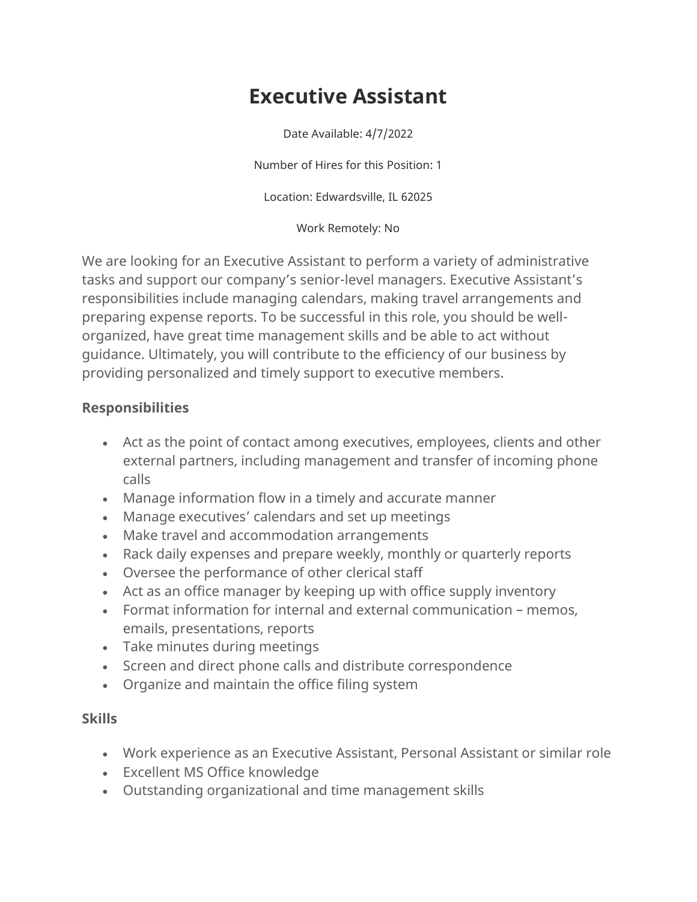# Executive Assistant

Date Available: 4/7/2022

Number of Hires for this Position: 1

Location: Edwardsville, IL 62025

Work Remotely: No

We are looking for an Executive Assistant to perform a variety of administrative tasks and support our company's senior-level managers. Executive Assistant's responsibilities include managing calendars, making travel arrangements and preparing expense reports. To be successful in this role, you should be well-organized, have great time management skills and be able to act without guidance. Ultimately, you will contribute to the efficiency of our business by providing personalized and timely support to executive members.

**Responsibilities**

- Act as the point of contact among executives, employees, clients and other external partners, including management and transfer of incoming phone calls
- Manage information flow in a timely and accurate manner
- Manage executives' calendars and set up meetings
- Make travel and accommodation arrangements
- Rack daily expenses and prepare weekly, monthly or quarterly reports
- Oversee the performance of other clerical staff
- Act as an office manager by keeping up with office supply inventory
- Format information for internal and external communication – memos, emails, presentations, reports
- Take minutes during meetings
- Screen and direct phone calls and distribute correspondence
- Organize and maintain the office filing system

**Skills**

- Work experience as an Executive Assistant, Personal Assistant or similar role
- Excellent MS Office knowledge
- Outstanding organizational and time management skills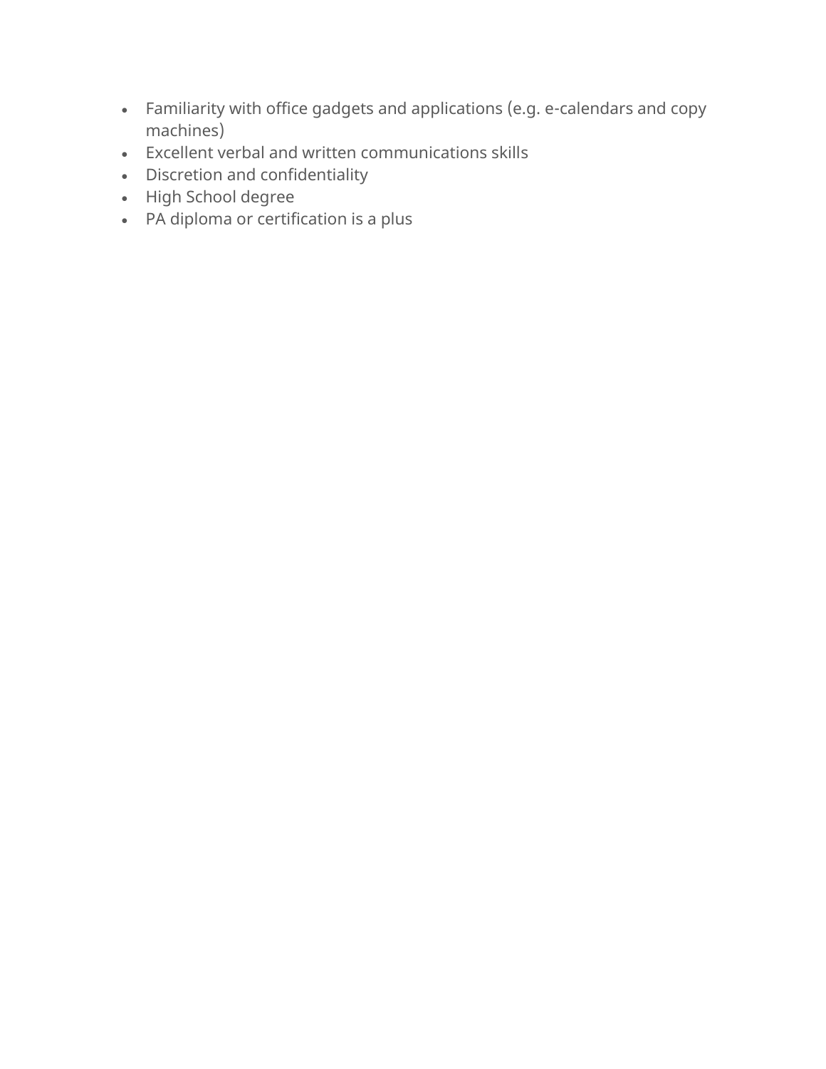- Familiarity with office gadgets and applications (e.g. e-calendars and copy machines)
- Excellent verbal and written communications skills
- Discretion and confidentiality
- High School degree
- PA diploma or certification is a plus